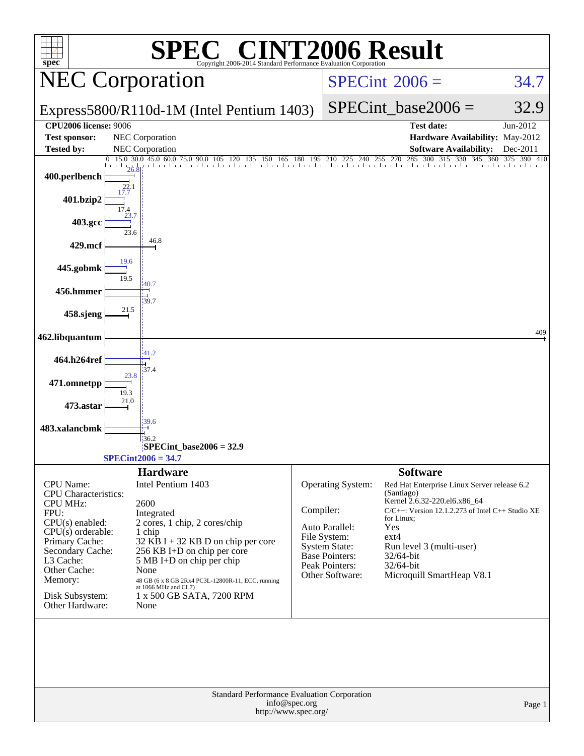# SPEC CINT2006 Result

Copyright 2006-2014 Standard Performance Evaluation Corporation

## NEC Corporation

Express5800/R110d-1M (Intel Pentium 1403)

SPECint 2006 = 34.7

SPECint_base2006 = 32.9

| | | | |
|---|---|---|---|
| **CPU2006 license:** 9006 | | **Test date:** | Jun-2012 |
| **Test sponsor:** | NEC Corporation | **Hardware Availability:** | May-2012 |
| **Tested by:** | NEC Corporation | **Software Availability:** | Dec-2011 |

| Benchmark | Base | Peak |
|---|---|---|
| 400.perlbench | 22.1 | 26.8 |
| 401.bzip2 | 17.4 | 17.7 |
| 403.gcc | 23.6 | 23.7 |
| 429.mcf | 46.8 | |
| 445.gobmk | 19.5 | 19.6 |
| 456.hmmer | 39.7 | 40.7 |
| 458.sjeng | 21.5 | |
| 462.libquantum | 409 | |
| 464.h264ref | 37.4 | 41.2 |
| 471.omnetpp | 19.3 | 23.8 |
| 473.astar | 21.0 | |
| 483.xalancbmk | 36.2 | 39.6 |

SPECint_base2006 = 32.9

SPECint2006 = 34.7

### Hardware

| | |
|---|---|
| CPU Name: | Intel Pentium 1403 |
| CPU Characteristics: | |
| CPU MHz: | 2600 |
| FPU: | Integrated |
| CPU(s) enabled: | 2 cores, 1 chip, 2 cores/chip |
| CPU(s) orderable: | 1 chip |
| Primary Cache: | 32 KB I + 32 KB D on chip per core |
| Secondary Cache: | 256 KB I+D on chip per core |
| L3 Cache: | 5 MB I+D on chip per chip |
| Other Cache: | None |
| Memory: | 48 GB (6 x 8 GB 2Rx4 PC3L-12800R-11, ECC, running at 1066 MHz and CL7) |
| Disk Subsystem: | 1 x 500 GB SATA, 7200 RPM |
| Other Hardware: | None |

### Software

| | |
|---|---|
| Operating System: | Red Hat Enterprise Linux Server release 6.2 (Santiago) Kernel 2.6.32-220.el6.x86_64 |
| Compiler: | C/C++: Version 12.1.2.273 of Intel C++ Studio XE for Linux; |
| Auto Parallel: | Yes |
| File System: | ext4 |
| System State: | Run level 3 (multi-user) |
| Base Pointers: | 32/64-bit |
| Peak Pointers: | 32/64-bit |
| Other Software: | Microquill SmartHeap V8.1 |

Standard Performance Evaluation Corporation
info@spec.org
http://www.spec.org/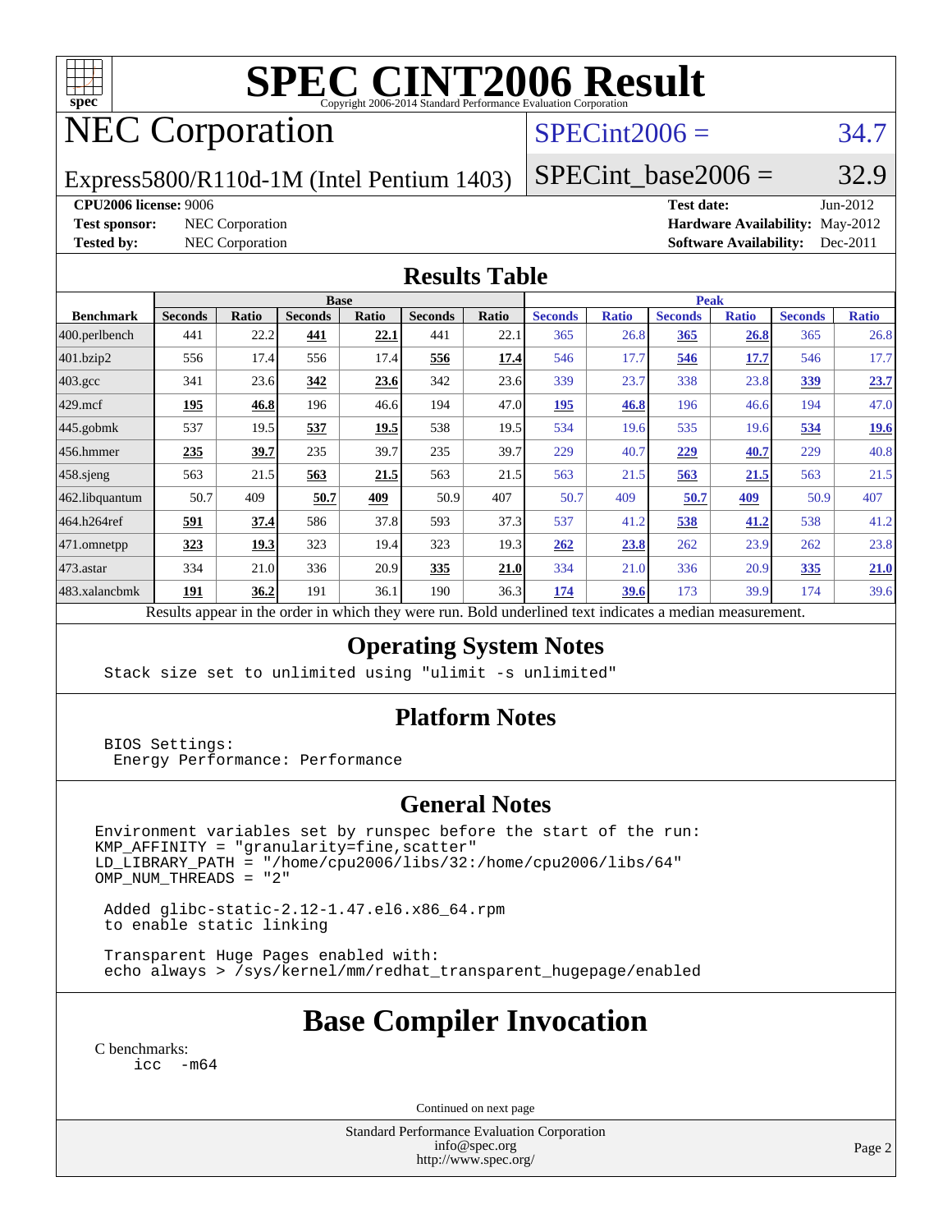# SPEC CINT2006 Result

Copyright 2006-2014 Standard Performance Evaluation Corporation

# NEC Corporation

Express5800/R110d-1M (Intel Pentium 1403)

SPECint2006 = 34.7

SPECint_base2006 = 32.9

**CPU2006 license:** 9006
**Test sponsor:** NEC Corporation
**Tested by:** NEC Corporation

**Test date:** Jun-2012
**Hardware Availability:** May-2012
**Software Availability:** Dec-2011

## Results Table

| Benchmark | Base | | | | | | Peak | | | | | |
|---|---|---|---|---|---|---|---|---|---|---|---|---|
| | Seconds | Ratio | Seconds | Ratio | Seconds | Ratio | Seconds | Ratio | Seconds | Ratio | Seconds | Ratio |
| 400.perlbench | 441 | 22.2 | **441** | **22.1** | 441 | 22.1 | 365 | 26.8 | **365** | **26.8** | 365 | 26.8 |
| 401.bzip2 | 556 | 17.4 | 556 | 17.4 | **556** | **17.4** | 546 | 17.7 | **546** | **17.7** | 546 | 17.7 |
| 403.gcc | 341 | 23.6 | **342** | **23.6** | 342 | 23.6 | 339 | 23.7 | 338 | 23.8 | **339** | **23.7** |
| 429.mcf | **195** | **46.8** | 196 | 46.6 | 194 | 47.0 | **195** | **46.8** | 196 | 46.6 | 194 | 47.0 |
| 445.gobmk | 537 | 19.5 | **537** | **19.5** | 538 | 19.5 | 534 | 19.6 | 535 | 19.6 | **534** | **19.6** |
| 456.hmmer | **235** | **39.7** | 235 | 39.7 | 235 | 39.7 | 229 | 40.7 | **229** | **40.7** | 229 | 40.8 |
| 458.sjeng | 563 | 21.5 | **563** | **21.5** | 563 | 21.5 | 563 | 21.5 | **563** | **21.5** | 563 | 21.5 |
| 462.libquantum | 50.7 | 409 | **50.7** | **409** | 50.9 | 407 | 50.7 | 409 | **50.7** | **409** | 50.9 | 407 |
| 464.h264ref | **591** | **37.4** | 586 | 37.8 | 593 | 37.3 | 537 | 41.2 | **538** | **41.2** | 538 | 41.2 |
| 471.omnetpp | **323** | **19.3** | 323 | 19.4 | 323 | 19.3 | **262** | **23.8** | 262 | 23.9 | 262 | 23.8 |
| 473.astar | 334 | 21.0 | 336 | 20.9 | **335** | **21.0** | 334 | 21.0 | 336 | 20.9 | **335** | **21.0** |
| 483.xalancbmk | **191** | **36.2** | 191 | 36.1 | 190 | 36.3 | **174** | **39.6** | 173 | 39.9 | 174 | 39.6 |

Results appear in the order in which they were run. Bold underlined text indicates a median measurement.

## Operating System Notes

```
Stack size set to unlimited using "ulimit -s unlimited"
```

## Platform Notes

```
BIOS Settings:
 Energy Performance: Performance
```

## General Notes

```
Environment variables set by runspec before the start of the run:
KMP_AFFINITY = "granularity=fine,scatter"
LD_LIBRARY_PATH = "/home/cpu2006/libs/32:/home/cpu2006/libs/64"
OMP_NUM_THREADS = "2"

 Added glibc-static-2.12-1.47.el6.x86_64.rpm
 to enable static linking

 Transparent Huge Pages enabled with:
 echo always > /sys/kernel/mm/redhat_transparent_hugepage/enabled
```

## Base Compiler Invocation

C benchmarks:
```
icc  -m64
```

Continued on next page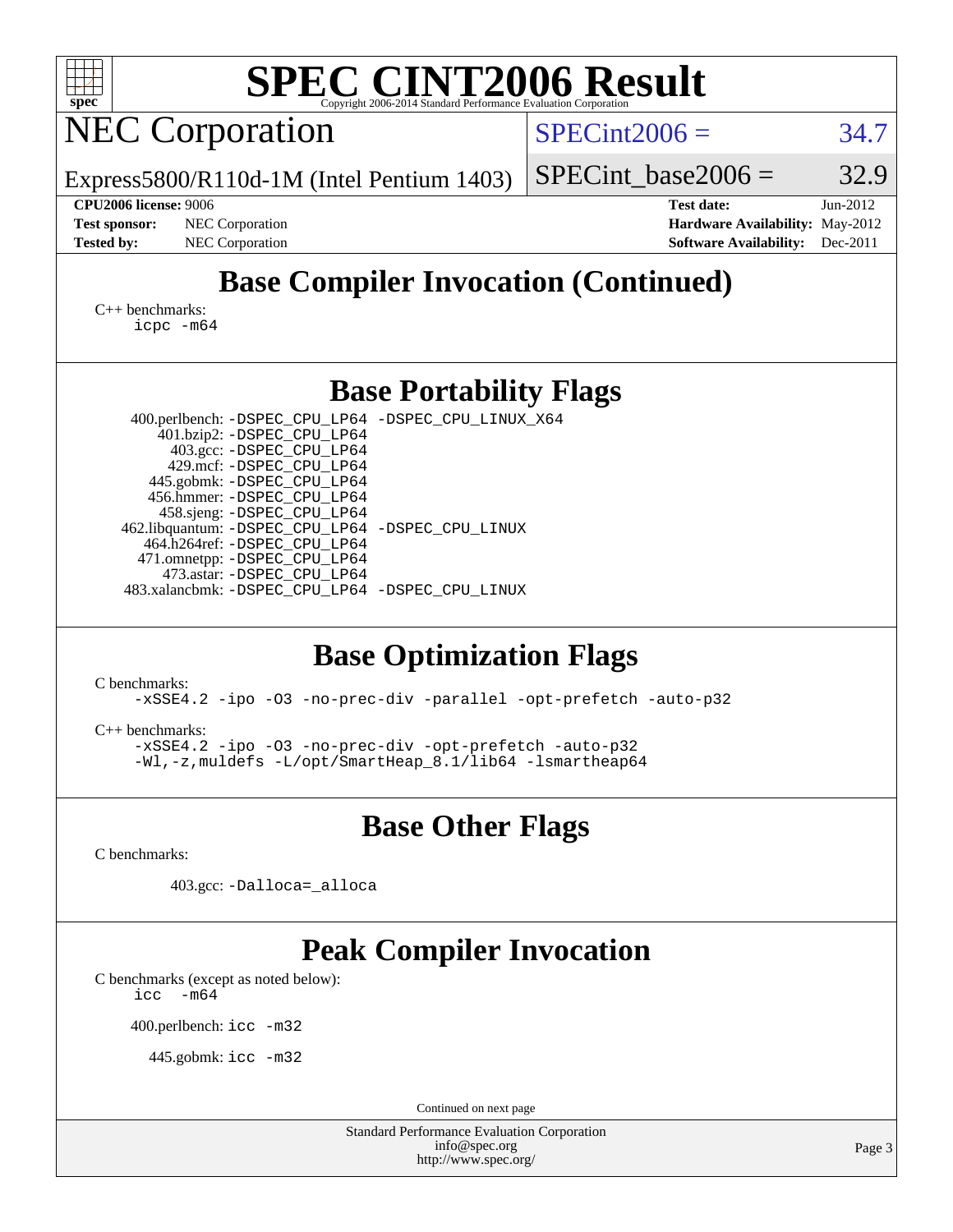# SPEC CINT2006 Result

## NEC Corporation

Express5800/R110d-1M (Intel Pentium 1403)

SPECint2006 = 34.7

SPECint_base2006 = 32.9

**CPU2006 license:** 9006
**Test sponsor:** NEC Corporation
**Tested by:** NEC Corporation

**Test date:** Jun-2012
**Hardware Availability:** May-2012
**Software Availability:** Dec-2011

## Base Compiler Invocation (Continued)

C++ benchmarks:

```
icpc -m64
```

## Base Portability Flags

```
400.perlbench: -DSPEC_CPU_LP64 -DSPEC_CPU_LINUX_X64
    401.bzip2: -DSPEC_CPU_LP64
      403.gcc: -DSPEC_CPU_LP64
      429.mcf: -DSPEC_CPU_LP64
   445.gobmk: -DSPEC_CPU_LP64
   456.hmmer: -DSPEC_CPU_LP64
   458.sjeng: -DSPEC_CPU_LP64
462.libquantum: -DSPEC_CPU_LP64 -DSPEC_CPU_LINUX
  464.h264ref: -DSPEC_CPU_LP64
  471.omnetpp: -DSPEC_CPU_LP64
    473.astar: -DSPEC_CPU_LP64
483.xalancbmk: -DSPEC_CPU_LP64 -DSPEC_CPU_LINUX
```

## Base Optimization Flags

C benchmarks:

```
-xSSE4.2 -ipo -O3 -no-prec-div -parallel -opt-prefetch -auto-p32
```

C++ benchmarks:

```
-xSSE4.2 -ipo -O3 -no-prec-div -opt-prefetch -auto-p32
-Wl,-z,muldefs -L/opt/SmartHeap_8.1/lib64 -lsmartheap64
```

## Base Other Flags

C benchmarks:

```
403.gcc: -Dalloca=_alloca
```

## Peak Compiler Invocation

C benchmarks (except as noted below):

```
icc  -m64
```

```
400.perlbench: icc -m32
```

```
445.gobmk: icc -m32
```

Continued on next page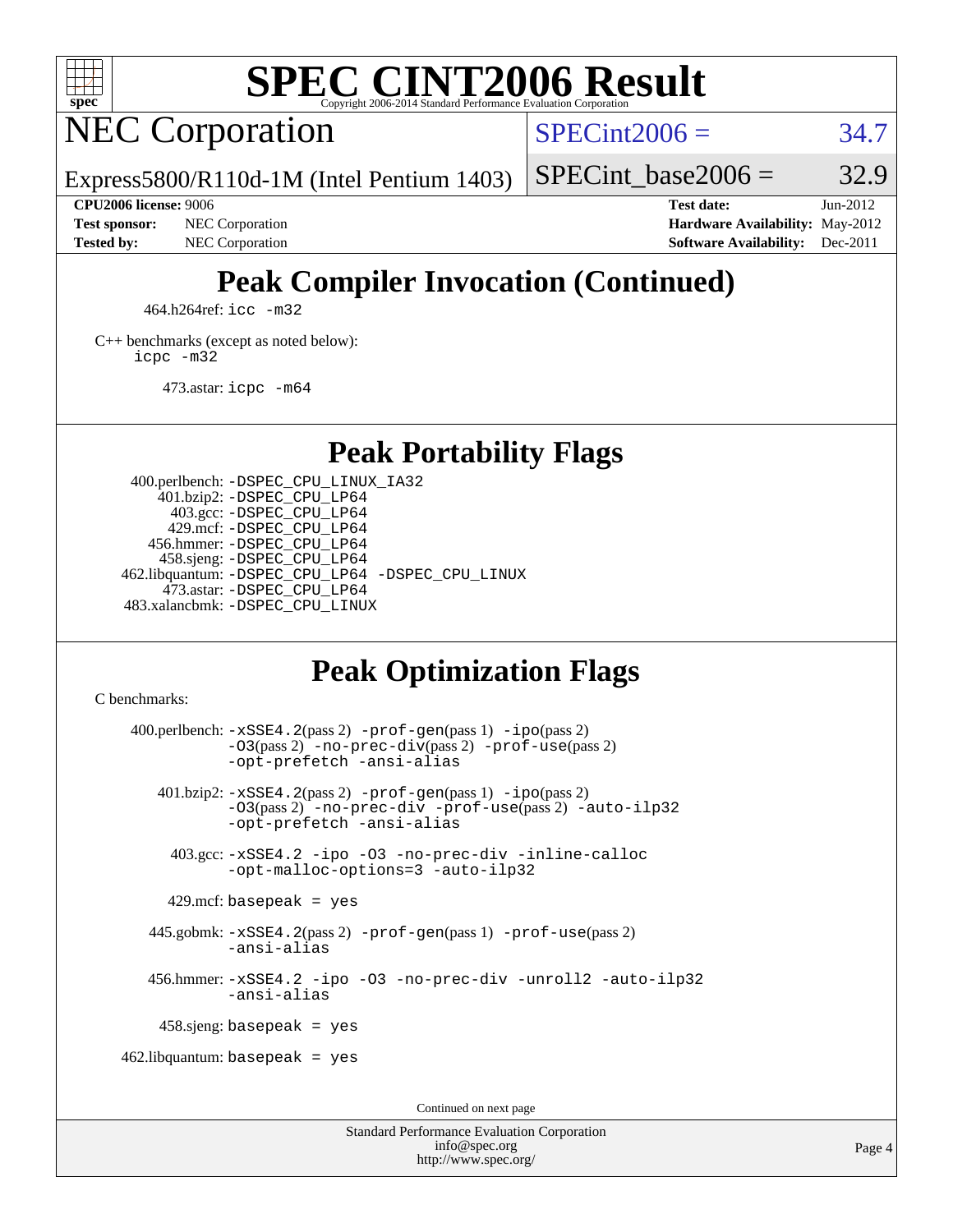## Peak Compiler Invocation (Continued)

464.h264ref: `icc -m32`

C++ benchmarks (except as noted below):
`icpc -m32`

473.astar: `icpc -m64`

## Peak Portability Flags

400.perlbench: `-DSPEC_CPU_LINUX_IA32`
401.bzip2: `-DSPEC_CPU_LP64`
403.gcc: `-DSPEC_CPU_LP64`
429.mcf: `-DSPEC_CPU_LP64`
456.hmmer: `-DSPEC_CPU_LP64`
458.sjeng: `-DSPEC_CPU_LP64`
462.libquantum: `-DSPEC_CPU_LP64 -DSPEC_CPU_LINUX`
473.astar: `-DSPEC_CPU_LP64`
483.xalancbmk: `-DSPEC_CPU_LINUX`

## Peak Optimization Flags

C benchmarks:

400.perlbench: `-xSSE4.2`(pass 2) `-prof-gen`(pass 1) `-ipo`(pass 2) `-O3`(pass 2) `-no-prec-div`(pass 2) `-prof-use`(pass 2) `-opt-prefetch -ansi-alias`

401.bzip2: `-xSSE4.2`(pass 2) `-prof-gen`(pass 1) `-ipo`(pass 2) `-O3`(pass 2) `-no-prec-div -prof-use`(pass 2) `-auto-ilp32 -opt-prefetch -ansi-alias`

403.gcc: `-xSSE4.2 -ipo -O3 -no-prec-div -inline-calloc -opt-malloc-options=3 -auto-ilp32`

429.mcf: `basepeak = yes`

445.gobmk: `-xSSE4.2`(pass 2) `-prof-gen`(pass 1) `-prof-use`(pass 2) `-ansi-alias`

456.hmmer: `-xSSE4.2 -ipo -O3 -no-prec-div -unroll2 -auto-ilp32 -ansi-alias`

458.sjeng: `basepeak = yes`

462.libquantum: `basepeak = yes`

Continued on next page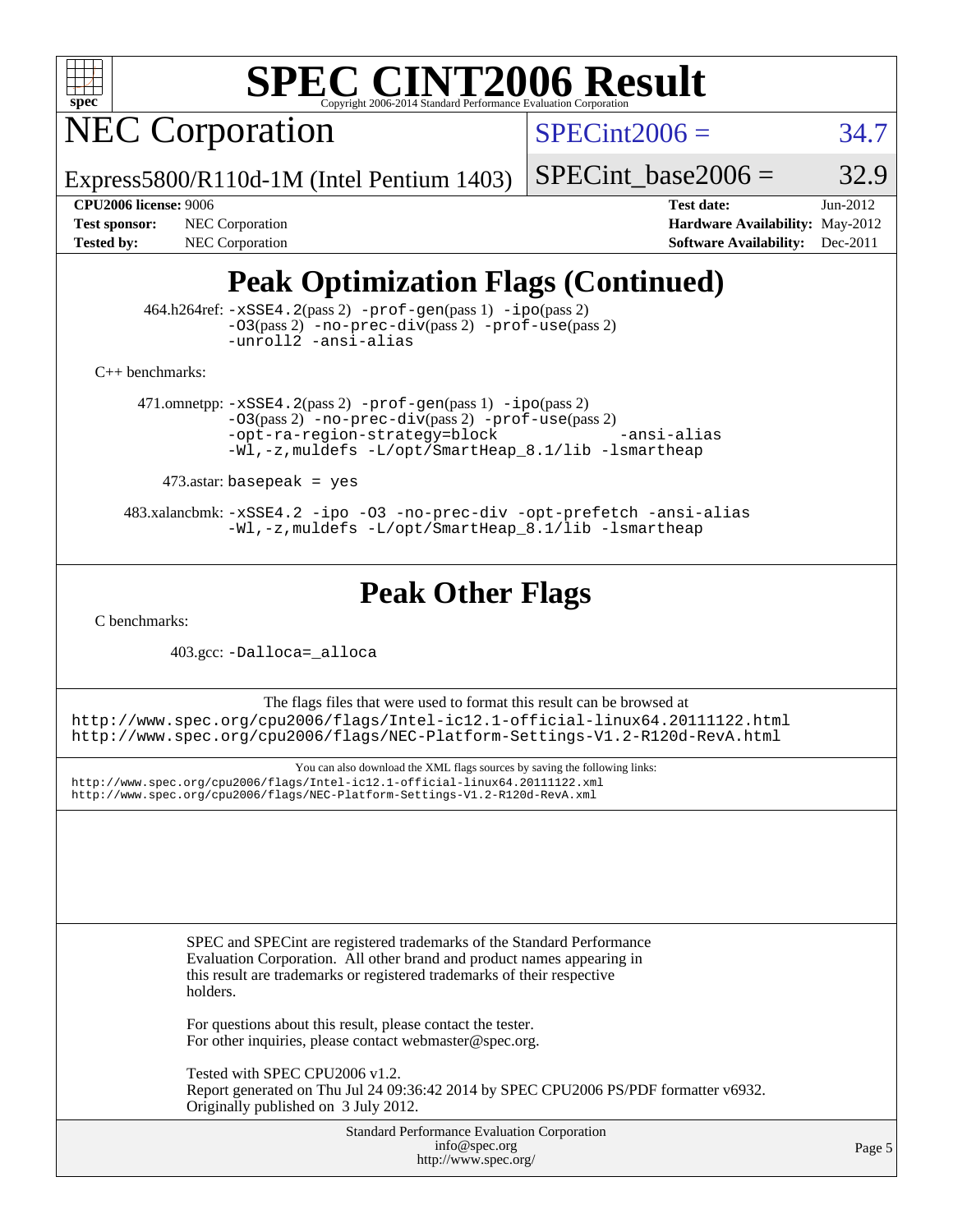# SPEC CINT2006 Result

## NEC Corporation

Express5800/R110d-1M (Intel Pentium 1403)

SPECint2006 = 34.7

SPECint_base2006 = 32.9

**CPU2006 license:** 9006
**Test sponsor:** NEC Corporation
**Tested by:** NEC Corporation

**Test date:** Jun-2012
**Hardware Availability:** May-2012
**Software Availability:** Dec-2011

## Peak Optimization Flags (Continued)

464.h264ref: -xSSE4.2(pass 2) -prof-gen(pass 1) -ipo(pass 2) -O3(pass 2) -no-prec-div(pass 2) -prof-use(pass 2) -unroll2 -ansi-alias

C++ benchmarks:

471.omnetpp: -xSSE4.2(pass 2) -prof-gen(pass 1) -ipo(pass 2) -O3(pass 2) -no-prec-div(pass 2) -prof-use(pass 2) -opt-ra-region-strategy=block -ansi-alias -Wl,-z,muldefs -L/opt/SmartHeap_8.1/lib -lsmartheap

473.astar: basepeak = yes

483.xalancbmk: -xSSE4.2 -ipo -O3 -no-prec-div -opt-prefetch -ansi-alias -Wl,-z,muldefs -L/opt/SmartHeap_8.1/lib -lsmartheap

## Peak Other Flags

C benchmarks:

403.gcc: -Dalloca=_alloca

The flags files that were used to format this result can be browsed at
http://www.spec.org/cpu2006/flags/Intel-ic12.1-official-linux64.20111122.html
http://www.spec.org/cpu2006/flags/NEC-Platform-Settings-V1.2-R120d-RevA.html

You can also download the XML flags sources by saving the following links:
http://www.spec.org/cpu2006/flags/Intel-ic12.1-official-linux64.20111122.xml
http://www.spec.org/cpu2006/flags/NEC-Platform-Settings-V1.2-R120d-RevA.xml

SPEC and SPECint are registered trademarks of the Standard Performance Evaluation Corporation. All other brand and product names appearing in this result are trademarks or registered trademarks of their respective holders.

For questions about this result, please contact the tester.
For other inquiries, please contact webmaster@spec.org.

Tested with SPEC CPU2006 v1.2.
Report generated on Thu Jul 24 09:36:42 2014 by SPEC CPU2006 PS/PDF formatter v6932.
Originally published on 3 July 2012.